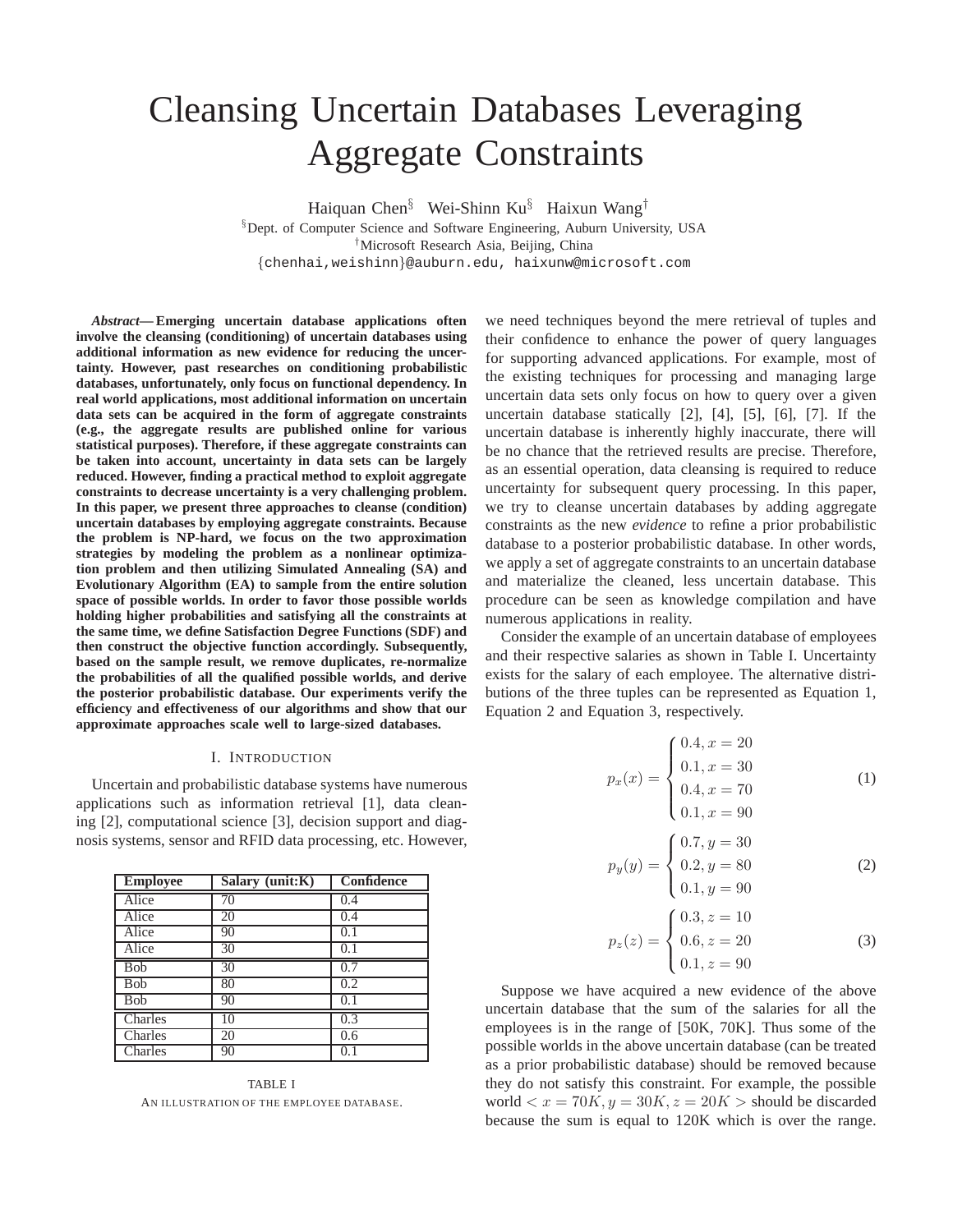# Cleansing Uncertain Databases Leveraging Aggregate Constraints

Haiquan Chen[§] Wei-Shinn Ku[§] Haixun Wang[†]

[§]Dept. of Computer Science and Software Engineering, Auburn University, USA

[†]Microsoft Research Asia, Beijing, China

{chenhai,weishinn}@auburn.edu, haixunw@microsoft.com

***Abstract*— Emerging uncertain database applications often involve the cleansing (conditioning) of uncertain databases using additional information as new evidence for reducing the uncertainty. However, past researches on conditioning probabilistic databases, unfortunately, only focus on functional dependency. In real world applications, most additional information on uncertain data sets can be acquired in the form of aggregate constraints (e.g., the aggregate results are published online for various statistical purposes). Therefore, if these aggregate constraints can be taken into account, uncertainty in data sets can be largely reduced. However, finding a practical method to exploit aggregate constraints to decrease uncertainty is a very challenging problem. In this paper, we present three approaches to cleanse (condition) uncertain databases by employing aggregate constraints. Because the problem is NP-hard, we focus on the two approximation strategies by modeling the problem as a nonlinear optimization problem and then utilizing Simulated Annealing (SA) and Evolutionary Algorithm (EA) to sample from the entire solution space of possible worlds. In order to favor those possible worlds holding higher probabilities and satisfying all the constraints at the same time, we define Satisfaction Degree Functions (SDF) and then construct the objective function accordingly. Subsequently, based on the sample result, we remove duplicates, re-normalize the probabilities of all the qualified possible worlds, and derive the posterior probabilistic database. Our experiments verify the efficiency and effectiveness of our algorithms and show that our approximate approaches scale well to large-sized databases.**

## I. Introduction

Uncertain and probabilistic database systems have numerous applications such as information retrieval [1], data cleaning [2], computational science [3], decision support and diagnosis systems, sensor and RFID data processing, etc. However, we need techniques beyond the mere retrieval of tuples and their confidence to enhance the power of query languages for supporting advanced applications. For example, most of the existing techniques for processing and managing large uncertain data sets only focus on how to query over a given uncertain database statically [2], [4], [5], [6], [7]. If the uncertain database is inherently highly inaccurate, there will be no chance that the retrieved results are precise. Therefore, as an essential operation, data cleansing is required to reduce uncertainty for subsequent query processing. In this paper, we try to cleanse uncertain databases by adding aggregate constraints as the new *evidence* to refine a prior probabilistic database to a posterior probabilistic database. In other words, we apply a set of aggregate constraints to an uncertain database and materialize the cleaned, less uncertain database. This procedure can be seen as knowledge compilation and have numerous applications in reality.

| Employee | Salary (unit:K) | Confidence |
|---|---|---|
| Alice | 70 | 0.4 |
| Alice | 20 | 0.4 |
| Alice | 90 | 0.1 |
| Alice | 30 | 0.1 |
| Bob | 30 | 0.7 |
| Bob | 80 | 0.2 |
| Bob | 90 | 0.1 |
| Charles | 10 | 0.3 |
| Charles | 20 | 0.6 |
| Charles | 90 | 0.1 |

TABLE I

AN ILLUSTRATION OF THE EMPLOYEE DATABASE.

Consider the example of an uncertain database of employees and their respective salaries as shown in Table I. Uncertainty exists for the salary of each employee. The alternative distributions of the three tuples can be represented as Equation 1, Equation 2 and Equation 3, respectively.

$$p_x(x) = \begin{cases} 0.4, x = 20 \\ 0.1, x = 30 \\ 0.4, x = 70 \\ 0.1, x = 90 \end{cases} \tag{1}$$

$$p_y(y) = \begin{cases} 0.7, y = 30 \\ 0.2, y = 80 \\ 0.1, y = 90 \end{cases} \tag{2}$$

$$p_z(z) = \begin{cases} 0.3, z = 10 \\ 0.6, z = 20 \\ 0.1, z = 90 \end{cases} \tag{3}$$

Suppose we have acquired a new evidence of the above uncertain database that the sum of the salaries for all the employees is in the range of [50K, 70K]. Thus some of the possible worlds in the above uncertain database (can be treated as a prior probabilistic database) should be removed because they do not satisfy this constraint. For example, the possible world $< x = 70K, y = 30K, z = 20K >$ should be discarded because the sum is equal to 120K which is over the range.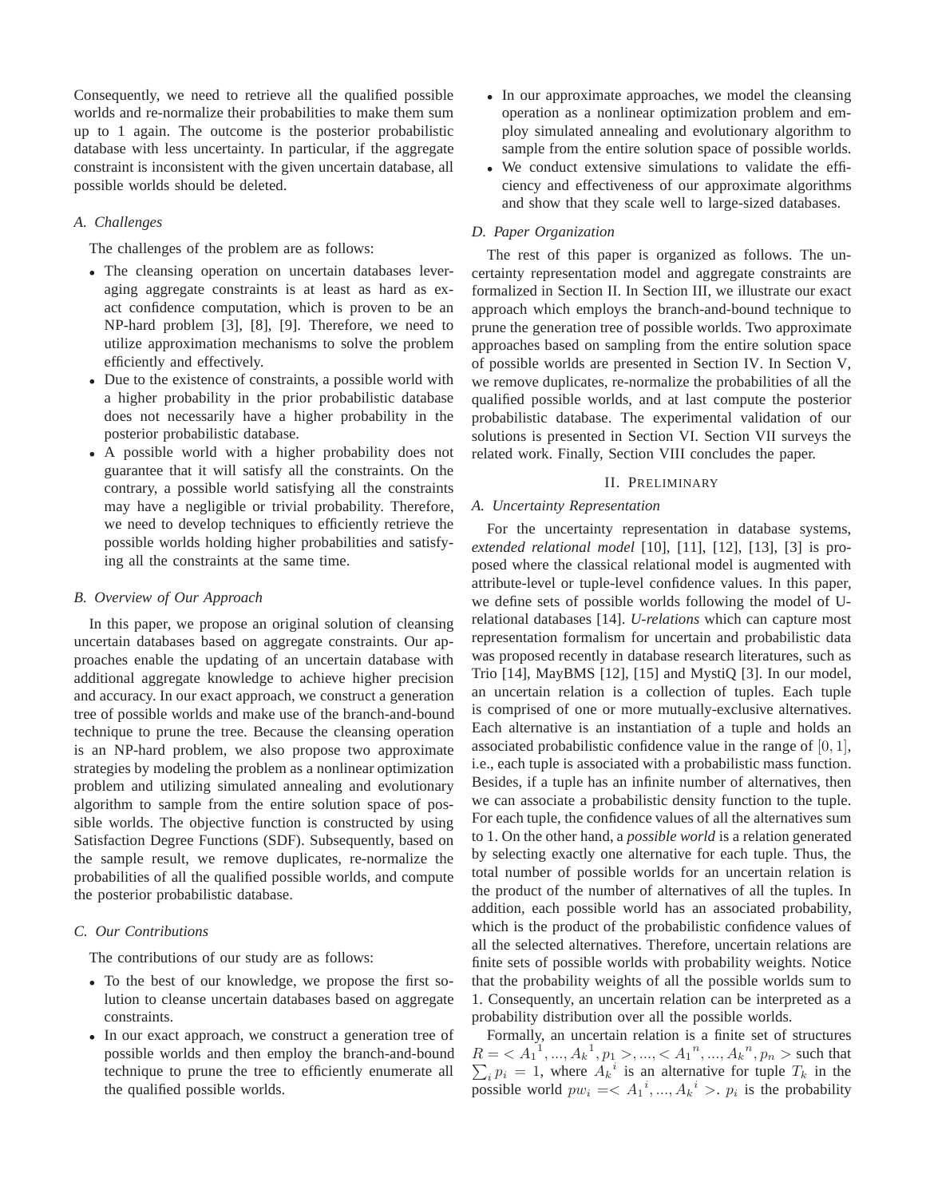Consequently, we need to retrieve all the qualified possible worlds and re-normalize their probabilities to make them sum up to 1 again. The outcome is the posterior probabilistic database with less uncertainty. In particular, if the aggregate constraint is inconsistent with the given uncertain database, all possible worlds should be deleted.

### A. Challenges

The challenges of the problem are as follows:

- The cleansing operation on uncertain databases leveraging aggregate constraints is at least as hard as exact confidence computation, which is proven to be an NP-hard problem [3], [8], [9]. Therefore, we need to utilize approximation mechanisms to solve the problem efficiently and effectively.
- Due to the existence of constraints, a possible world with a higher probability in the prior probabilistic database does not necessarily have a higher probability in the posterior probabilistic database.
- A possible world with a higher probability does not guarantee that it will satisfy all the constraints. On the contrary, a possible world satisfying all the constraints may have a negligible or trivial probability. Therefore, we need to develop techniques to efficiently retrieve the possible worlds holding higher probabilities and satisfying all the constraints at the same time.

### B. Overview of Our Approach

In this paper, we propose an original solution of cleansing uncertain databases based on aggregate constraints. Our approaches enable the updating of an uncertain database with additional aggregate knowledge to achieve higher precision and accuracy. In our exact approach, we construct a generation tree of possible worlds and make use of the branch-and-bound technique to prune the tree. Because the cleansing operation is an NP-hard problem, we also propose two approximate strategies by modeling the problem as a nonlinear optimization problem and utilizing simulated annealing and evolutionary algorithm to sample from the entire solution space of possible worlds. The objective function is constructed by using Satisfaction Degree Functions (SDF). Subsequently, based on the sample result, we remove duplicates, re-normalize the probabilities of all the qualified possible worlds, and compute the posterior probabilistic database.

### C. Our Contributions

The contributions of our study are as follows:

- To the best of our knowledge, we propose the first solution to cleanse uncertain databases based on aggregate constraints.
- In our exact approach, we construct a generation tree of possible worlds and then employ the branch-and-bound technique to prune the tree to efficiently enumerate all the qualified possible worlds.
- In our approximate approaches, we model the cleansing operation as a nonlinear optimization problem and employ simulated annealing and evolutionary algorithm to sample from the entire solution space of possible worlds.
- We conduct extensive simulations to validate the efficiency and effectiveness of our approximate algorithms and show that they scale well to large-sized databases.

### D. Paper Organization

The rest of this paper is organized as follows. The uncertainty representation model and aggregate constraints are formalized in Section II. In Section III, we illustrate our exact approach which employs the branch-and-bound technique to prune the generation tree of possible worlds. Two approximate approaches based on sampling from the entire solution space of possible worlds are presented in Section IV. In Section V, we remove duplicates, re-normalize the probabilities of all the qualified possible worlds, and at last compute the posterior probabilistic database. The experimental validation of our solutions is presented in Section VI. Section VII surveys the related work. Finally, Section VIII concludes the paper.

## II. Preliminary

### A. Uncertainty Representation

For the uncertainty representation in database systems, *extended relational model* [10], [11], [12], [13], [3] is proposed where the classical relational model is augmented with attribute-level or tuple-level confidence values. In this paper, we define sets of possible worlds following the model of U-relational databases [14]. *U-relations* which can capture most representation formalism for uncertain and probabilistic data was proposed recently in database research literatures, such as Trio [14], MayBMS [12], [15] and MystiQ [3]. In our model, an uncertain relation is a collection of tuples. Each tuple is comprised of one or more mutually-exclusive alternatives. Each alternative is an instantiation of a tuple and holds an associated probabilistic confidence value in the range of $[0, 1]$, i.e., each tuple is associated with a probabilistic mass function. Besides, if a tuple has an infinite number of alternatives, then we can associate a probabilistic density function to the tuple. For each tuple, the confidence values of all the alternatives sum to 1. On the other hand, a *possible world* is a relation generated by selecting exactly one alternative for each tuple. Thus, the total number of possible worlds for an uncertain relation is the product of the number of alternatives of all the tuples. In addition, each possible world has an associated probability, which is the product of the probabilistic confidence values of all the selected alternatives. Therefore, uncertain relations are finite sets of possible worlds with probability weights. Notice that the probability weights of all the possible worlds sum to 1. Consequently, an uncertain relation can be interpreted as a probability distribution over all the possible worlds.

Formally, an uncertain relation is a finite set of structures $R = < {A_1}^1, ..., {A_k}^1, p_1 >, ..., < {A_1}^n, ..., {A_k}^n, p_n >$ such that $\sum_i p_i = 1$, where ${A_k}^i$ is an alternative for tuple $T_k$ in the possible world $pw_i =< {A_1}^i, ..., {A_k}^i >$. $p_i$ is the probability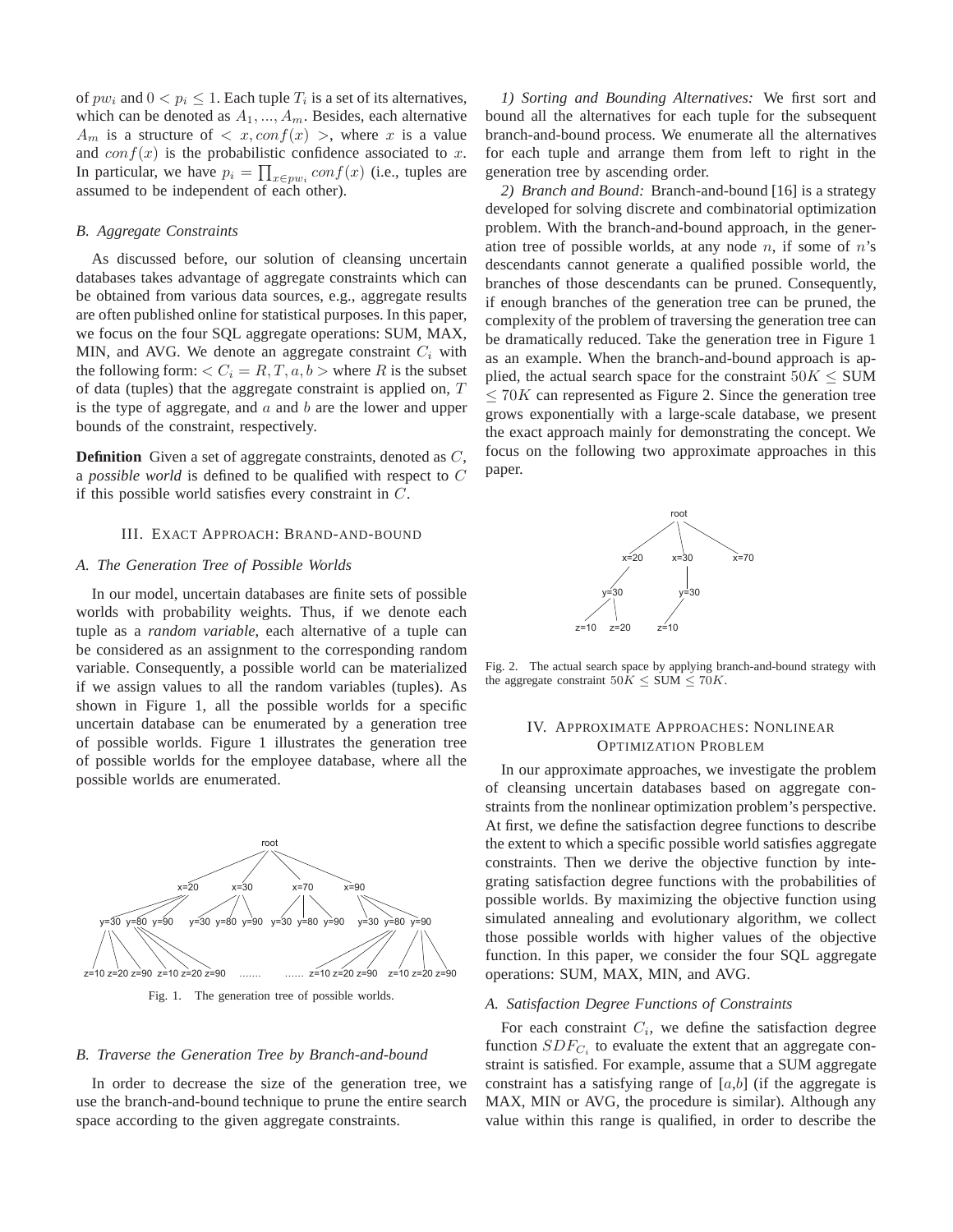of $pw_i$ and $0 < p_i \leq 1$. Each tuple $T_i$ is a set of its alternatives, which can be denoted as $A_1, ..., A_m$. Besides, each alternative $A_m$ is a structure of $< x, conf(x) >$, where $x$ is a value and $conf(x)$ is the probabilistic confidence associated to $x$. In particular, we have $p_i = \prod_{x \in pw_i} conf(x)$ (i.e., tuples are assumed to be independent of each other).

### B. Aggregate Constraints

As discussed before, our solution of cleansing uncertain databases takes advantage of aggregate constraints which can be obtained from various data sources, e.g., aggregate results are often published online for statistical purposes. In this paper, we focus on the four SQL aggregate operations: SUM, MAX, MIN, and AVG. We denote an aggregate constraint $C_i$ with the following form: $< C_i = R, T, a, b >$ where $R$ is the subset of data (tuples) that the aggregate constraint is applied on, $T$ is the type of aggregate, and $a$ and $b$ are the lower and upper bounds of the constraint, respectively.

**Definition** Given a set of aggregate constraints, denoted as $C$, a *possible world* is defined to be qualified with respect to $C$ if this possible world satisfies every constraint in $C$.

## III. Exact Approach: Brand-and-bound

### A. The Generation Tree of Possible Worlds

In our model, uncertain databases are finite sets of possible worlds with probability weights. Thus, if we denote each tuple as a *random variable*, each alternative of a tuple can be considered as an assignment to the corresponding random variable. Consequently, a possible world can be materialized if we assign values to all the random variables (tuples). As shown in Figure 1, all the possible worlds for a specific uncertain database can be enumerated by a generation tree of possible worlds. Figure 1 illustrates the generation tree of possible worlds for the employee database, where all the possible worlds are enumerated.

Fig. 1. The generation tree of possible worlds.

### B. Traverse the Generation Tree by Branch-and-bound

In order to decrease the size of the generation tree, we use the branch-and-bound technique to prune the entire search space according to the given aggregate constraints.

*1) Sorting and Bounding Alternatives:* We first sort and bound all the alternatives for each tuple for the subsequent branch-and-bound process. We enumerate all the alternatives for each tuple and arrange them from left to right in the generation tree by ascending order.

*2) Branch and Bound:* Branch-and-bound [16] is a strategy developed for solving discrete and combinatorial optimization problem. With the branch-and-bound approach, in the generation tree of possible worlds, at any node $n$, if some of $n$'s descendants cannot generate a qualified possible world, the branches of those descendants can be pruned. Consequently, if enough branches of the generation tree can be pruned, the complexity of the problem of traversing the generation tree can be dramatically reduced. Take the generation tree in Figure 1 as an example. When the branch-and-bound approach is applied, the actual search space for the constraint $50K \leq$ SUM $\leq 70K$ can represented as Figure 2. Since the generation tree grows exponentially with a large-scale database, we present the exact approach mainly for demonstrating the concept. We focus on the following two approximate approaches in this paper.

Fig. 2. The actual search space by applying branch-and-bound strategy with the aggregate constraint $50K \leq$ SUM $\leq 70K$.

## IV. Approximate Approaches: Nonlinear Optimization Problem

In our approximate approaches, we investigate the problem of cleansing uncertain databases based on aggregate constraints from the nonlinear optimization problem's perspective. At first, we define the satisfaction degree functions to describe the extent to which a specific possible world satisfies aggregate constraints. Then we derive the objective function by integrating satisfaction degree functions with the probabilities of possible worlds. By maximizing the objective function using simulated annealing and evolutionary algorithm, we collect those possible worlds with higher values of the objective function. In this paper, we consider the four SQL aggregate operations: SUM, MAX, MIN, and AVG.

### A. Satisfaction Degree Functions of Constraints

For each constraint $C_i$, we define the satisfaction degree function $SDF_{C_i}$ to evaluate the extent that an aggregate constraint is satisfied. For example, assume that a SUM aggregate constraint has a satisfying range of [$a$,$b$] (if the aggregate is MAX, MIN or AVG, the procedure is similar). Although any value within this range is qualified, in order to describe the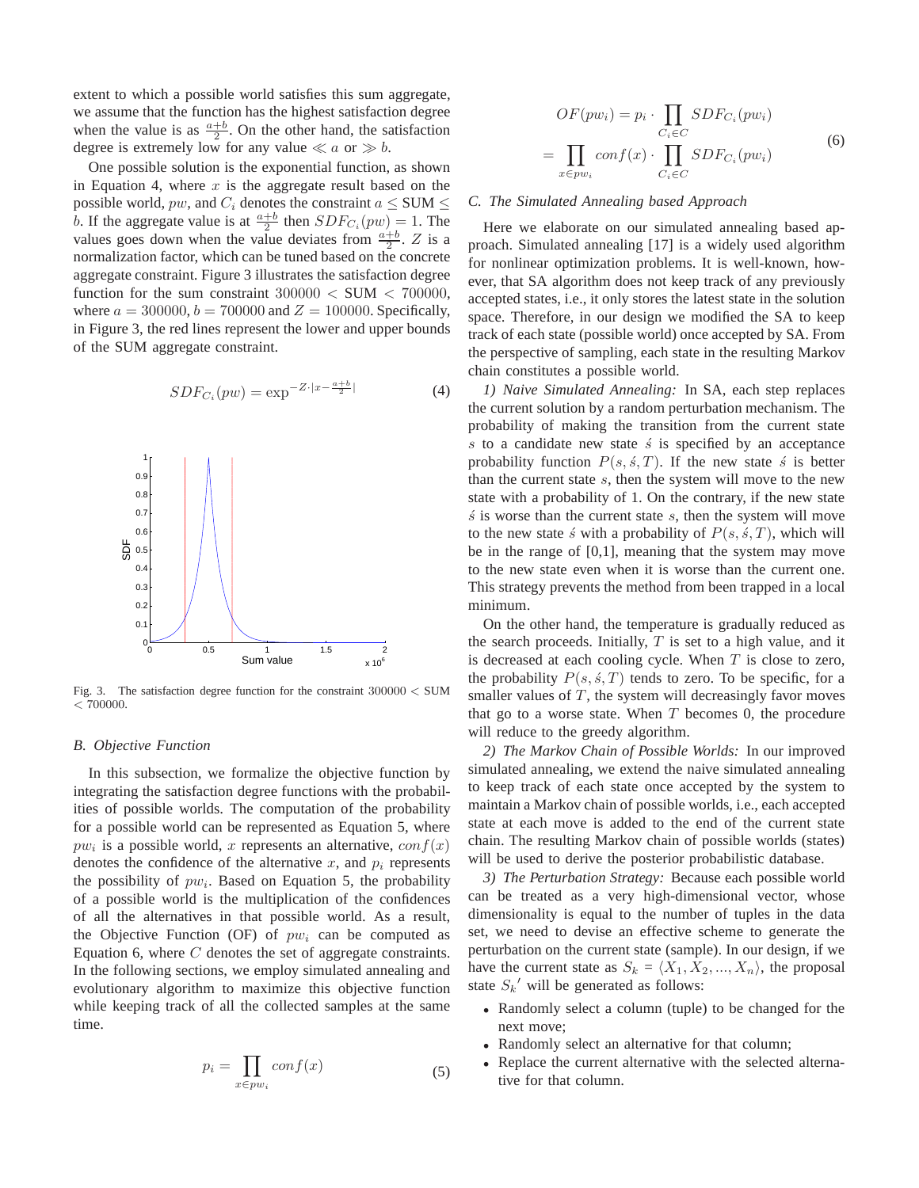extent to which a possible world satisfies this sum aggregate, we assume that the function has the highest satisfaction degree when the value is as $\frac{a+b}{2}$. On the other hand, the satisfaction degree is extremely low for any value $\ll a$ or $\gg b$.

One possible solution is the exponential function, as shown in Equation 4, where $x$ is the aggregate result based on the possible world, $pw$, and $C_i$ denotes the constraint $a \leq \text{SUM} \leq b$. If the aggregate value is at $\frac{a+b}{2}$ then $SDF_{C_i}(pw) = 1$. The values goes down when the value deviates from $\frac{a+b}{2}$. $Z$ is a normalization factor, which can be tuned based on the concrete aggregate constraint. Figure 3 illustrates the satisfaction degree function for the sum constraint $300000 < \text{SUM} < 700000$, where $a = 300000$, $b = 700000$ and $Z = 100000$. Specifically, in Figure 3, the red lines represent the lower and upper bounds of the SUM aggregate constraint.

$$SDF_{C_i}(pw) = \exp^{-Z \cdot |x - \frac{a+b}{2}|} \tag{4}$$

Fig. 3. The satisfaction degree function for the constraint $300000 <$ SUM $< 700000$.

### B. Objective Function

In this subsection, we formalize the objective function by integrating the satisfaction degree functions with the probabilities of possible worlds. The computation of the probability for a possible world can be represented as Equation 5, where $pw_i$ is a possible world, $x$ represents an alternative, $conf(x)$ denotes the confidence of the alternative $x$, and $p_i$ represents the possibility of $pw_i$. Based on Equation 5, the probability of a possible world is the multiplication of the confidences of all the alternatives in that possible world. As a result, the Objective Function (OF) of $pw_i$ can be computed as Equation 6, where $C$ denotes the set of aggregate constraints. In the following sections, we employ simulated annealing and evolutionary algorithm to maximize this objective function while keeping track of all the collected samples at the same time.

$$p_i = \prod_{x \in pw_i} conf(x) \tag{5}$$

$$\begin{aligned} OF(pw_i) &= p_i \cdot \prod_{C_i \in C} SDF_{C_i}(pw_i) \\ &= \prod_{x \in pw_i} conf(x) \cdot \prod_{C_i \in C} SDF_{C_i}(pw_i) \end{aligned} \tag{6}$$

### C. The Simulated Annealing based Approach

Here we elaborate on our simulated annealing based approach. Simulated annealing [17] is a widely used algorithm for nonlinear optimization problems. It is well-known, however, that SA algorithm does not keep track of any previously accepted states, i.e., it only stores the latest state in the solution space. Therefore, in our design we modified the SA to keep track of each state (possible world) once accepted by SA. From the perspective of sampling, each state in the resulting Markov chain constitutes a possible world.

*1) Naive Simulated Annealing:* In SA, each step replaces the current solution by a random perturbation mechanism. The probability of making the transition from the current state $s$ to a candidate new state $\acute{s}$ is specified by an acceptance probability function $P(s, \acute{s}, T)$. If the new state $\acute{s}$ is better than the current state $s$, then the system will move to the new state with a probability of 1. On the contrary, if the new state $\acute{s}$ is worse than the current state $s$, then the system will move to the new state $\acute{s}$ with a probability of $P(s, \acute{s}, T)$, which will be in the range of [0,1], meaning that the system may move to the new state even when it is worse than the current one. This strategy prevents the method from been trapped in a local minimum.

On the other hand, the temperature is gradually reduced as the search proceeds. Initially, $T$ is set to a high value, and it is decreased at each cooling cycle. When $T$ is close to zero, the probability $P(s, \acute{s}, T)$ tends to zero. To be specific, for a smaller values of $T$, the system will decreasingly favor moves that go to a worse state. When $T$ becomes 0, the procedure will reduce to the greedy algorithm.

*2) The Markov Chain of Possible Worlds:* In our improved simulated annealing, we extend the naive simulated annealing to keep track of each state once accepted by the system to maintain a Markov chain of possible worlds, i.e., each accepted state at each move is added to the end of the current state chain. The resulting Markov chain of possible worlds (states) will be used to derive the posterior probabilistic database.

*3) The Perturbation Strategy:* Because each possible world can be treated as a very high-dimensional vector, whose dimensionality is equal to the number of tuples in the data set, we need to devise an effective scheme to generate the perturbation on the current state (sample). In our design, if we have the current state as $S_k = \langle X_1, X_2, ..., X_n \rangle$, the proposal state $S_k{}'$ will be generated as follows:

- Randomly select a column (tuple) to be changed for the next move;
- Randomly select an alternative for that column;
- Replace the current alternative with the selected alternative for that column.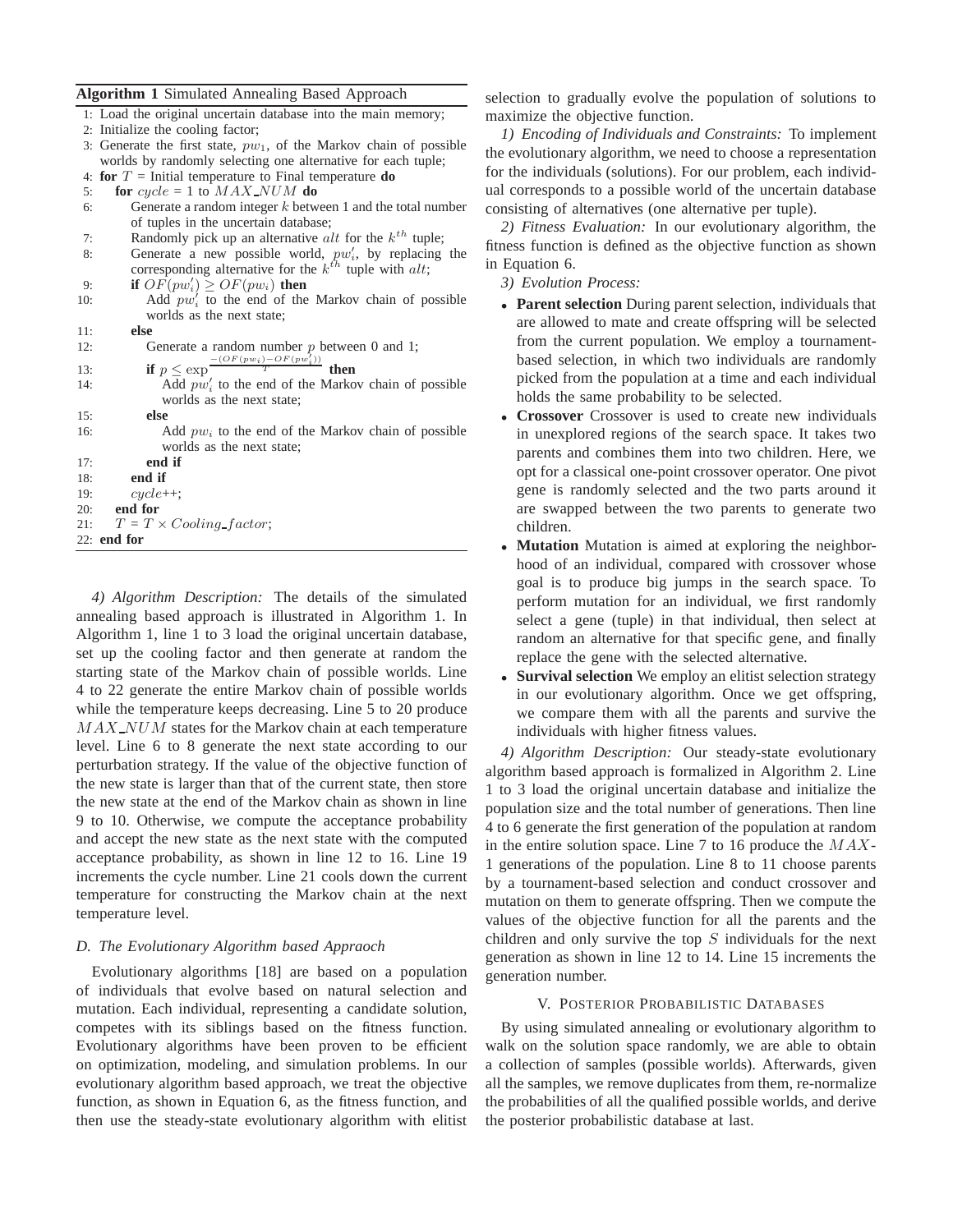**Algorithm 1** Simulated Annealing Based Approach

```
1: Load the original uncertain database into the main memory;
2: Initialize the cooling factor;
3: Generate the first state, pw_1, of the Markov chain of possible
   worlds by randomly selecting one alternative for each tuple;
4: for T = Initial temperature to Final temperature do
5:    for cycle = 1 to MAX_NUM do
6:       Generate a random integer k between 1 and the total number
         of tuples in the uncertain database;
7:       Randomly pick up an alternative alt for the k^th tuple;
8:       Generate a new possible world, pw'_i, by replacing the
         corresponding alternative for the k^th tuple with alt;
9:       if OF(pw'_i) ≥ OF(pw_i) then
10:         Add pw'_i to the end of the Markov chain of possible
            worlds as the next state;
11:      else
12:         Generate a random number p between 0 and 1;
13:         if p ≤ exp^(-(OF(pw_i) - OF(pw'_i)) / T) then
14:            Add pw'_i to the end of the Markov chain of possible
               worlds as the next state;
15:         else
16:            Add pw_i to the end of the Markov chain of possible
               worlds as the next state;
17:         end if
18:      end if
19:      cycle++;
20:   end for
21:   T = T × Cooling_factor;
22: end for
```

*4) Algorithm Description:* The details of the simulated annealing based approach is illustrated in Algorithm 1. In Algorithm 1, line 1 to 3 load the original uncertain database, set up the cooling factor and then generate at random the starting state of the Markov chain of possible worlds. Line 4 to 22 generate the entire Markov chain of possible worlds while the temperature keeps decreasing. Line 5 to 20 produce $MAX\_NUM$ states for the Markov chain at each temperature level. Line 6 to 8 generate the next state according to our perturbation strategy. If the value of the objective function of the new state is larger than that of the current state, then store the new state at the end of the Markov chain as shown in line 9 to 10. Otherwise, we compute the acceptance probability and accept the new state as the next state with the computed acceptance probability, as shown in line 12 to 16. Line 19 increments the cycle number. Line 21 cools down the current temperature for constructing the Markov chain at the next temperature level.

### D. The Evolutionary Algorithm based Appraoch

Evolutionary algorithms [18] are based on a population of individuals that evolve based on natural selection and mutation. Each individual, representing a candidate solution, competes with its siblings based on the fitness function. Evolutionary algorithms have been proven to be efficient on optimization, modeling, and simulation problems. In our evolutionary algorithm based approach, we treat the objective function, as shown in Equation 6, as the fitness function, and then use the steady-state evolutionary algorithm with elitist selection to gradually evolve the population of solutions to maximize the objective function.

*1) Encoding of Individuals and Constraints:* To implement the evolutionary algorithm, we need to choose a representation for the individuals (solutions). For our problem, each individual corresponds to a possible world of the uncertain database consisting of alternatives (one alternative per tuple).

*2) Fitness Evaluation:* In our evolutionary algorithm, the fitness function is defined as the objective function as shown in Equation 6.

*3) Evolution Process:*

- **Parent selection** During parent selection, individuals that are allowed to mate and create offspring will be selected from the current population. We employ a tournament-based selection, in which two individuals are randomly picked from the population at a time and each individual holds the same probability to be selected.
- **Crossover** Crossover is used to create new individuals in unexplored regions of the search space. It takes two parents and combines them into two children. Here, we opt for a classical one-point crossover operator. One pivot gene is randomly selected and the two parts around it are swapped between the two parents to generate two children.
- **Mutation** Mutation is aimed at exploring the neighborhood of an individual, compared with crossover whose goal is to produce big jumps in the search space. To perform mutation for an individual, we first randomly select a gene (tuple) in that individual, then select at random an alternative for that specific gene, and finally replace the gene with the selected alternative.
- **Survival selection** We employ an elitist selection strategy in our evolutionary algorithm. Once we get offspring, we compare them with all the parents and survive the individuals with higher fitness values.

*4) Algorithm Description:* Our steady-state evolutionary algorithm based approach is formalized in Algorithm 2. Line 1 to 3 load the original uncertain database and initialize the population size and the total number of generations. Then line 4 to 6 generate the first generation of the population at random in the entire solution space. Line 7 to 16 produce the $MAX$-1 generations of the population. Line 8 to 11 choose parents by a tournament-based selection and conduct crossover and mutation on them to generate offspring. Then we compute the values of the objective function for all the parents and the children and only survive the top $S$ individuals for the next generation as shown in line 12 to 14. Line 15 increments the generation number.

## V. Posterior Probabilistic Databases

By using simulated annealing or evolutionary algorithm to walk on the solution space randomly, we are able to obtain a collection of samples (possible worlds). Afterwards, given all the samples, we remove duplicates from them, re-normalize the probabilities of all the qualified possible worlds, and derive the posterior probabilistic database at last.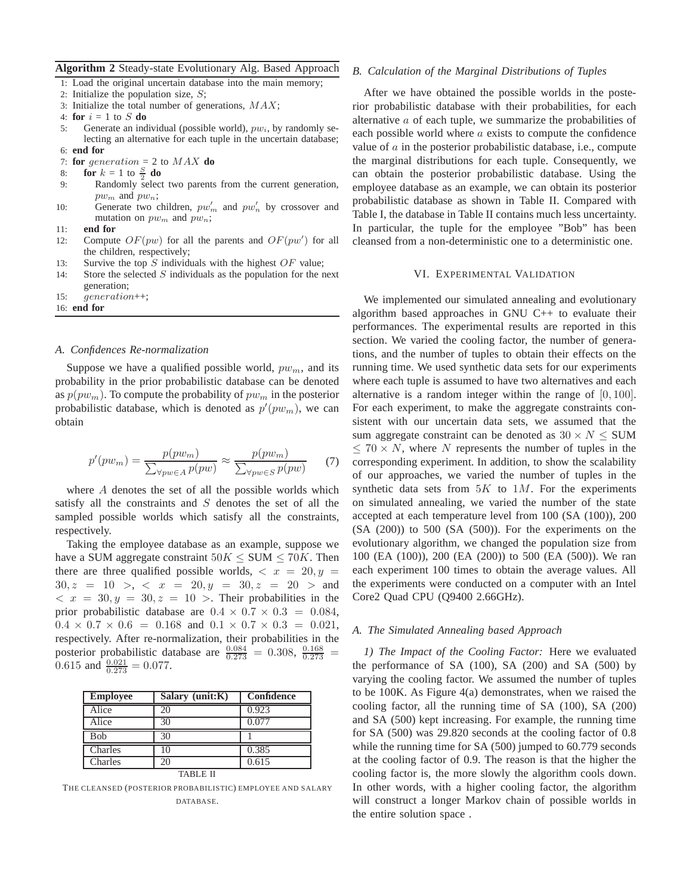**Algorithm 2** Steady-state Evolutionary Alg. Based Approach

1: Load the original uncertain database into the main memory;
2: Initialize the population size, $S$;
3: Initialize the total number of generations, $MAX$;
4: **for** $i$ = 1 to $S$ **do**
5: Generate an individual (possible world), $pw_i$, by randomly selecting an alternative for each tuple in the uncertain database;
6: **end for**
7: **for** $generation$ = 2 to $MAX$ **do**
8: **for** $k$ = 1 to $\frac{S}{2}$ **do**
9: Randomly select two parents from the current generation, $pw_m$ and $pw_n$;
10: Generate two children, $pw'_m$ and $pw'_n$ by crossover and mutation on $pw_m$ and $pw_n$;
11: **end for**
12: Compute $OF(pw)$ for all the parents and $OF(pw')$ for all the children, respectively;
13: Survive the top $S$ individuals with the highest $OF$ value;
14: Store the selected $S$ individuals as the population for the next generation;
15: $generation$++;
16: **end for**

### A. Confidences Re-normalization

Suppose we have a qualified possible world, $pw_m$, and its probability in the prior probabilistic database can be denoted as $p(pw_m)$. To compute the probability of $pw_m$ in the posterior probabilistic database, which is denoted as $p'(pw_m)$, we can obtain

$$p'(pw_m) = \frac{p(pw_m)}{\sum_{\forall pw \in A} p(pw)} \approx \frac{p(pw_m)}{\sum_{\forall pw \in S} p(pw)} \quad (7)$$

where $A$ denotes the set of all the possible worlds which satisfy all the constraints and $S$ denotes the set of all the sampled possible worlds which satisfy all the constraints, respectively.

Taking the employee database as an example, suppose we have a SUM aggregate constraint $50K \leq$ SUM $\leq 70K$. Then there are three qualified possible worlds, $< x = 20, y = 30, z = 10 >$, $< x = 20, y = 30, z = 20 >$ and $< x = 30, y = 30, z = 10 >$. Their probabilities in the prior probabilistic database are $0.4 \times 0.7 \times 0.3 = 0.084$, $0.4 \times 0.7 \times 0.6 = 0.168$ and $0.1 \times 0.7 \times 0.3 = 0.021$, respectively. After re-normalization, their probabilities in the posterior probabilistic database are $\frac{0.084}{0.273} = 0.308$, $\frac{0.168}{0.273} = 0.615$ and $\frac{0.021}{0.273} = 0.077$.

| Employee | Salary (unit:K) | Confidence |
| --- | --- | --- |
| Alice | 20 | 0.923 |
| Alice | 30 | 0.077 |
| Bob | 30 | 1 |
| Charles | 10 | 0.385 |
| Charles | 20 | 0.615 |

TABLE II

THE CLEANSED (POSTERIOR PROBABILISTIC) EMPLOYEE AND SALARY DATABASE.

### B. Calculation of the Marginal Distributions of Tuples

After we have obtained the possible worlds in the posterior probabilistic database with their probabilities, for each alternative $a$ of each tuple, we summarize the probabilities of each possible world where $a$ exists to compute the confidence value of $a$ in the posterior probabilistic database, i.e., compute the marginal distributions for each tuple. Consequently, we can obtain the posterior probabilistic database. Using the employee database as an example, we can obtain its posterior probabilistic database as shown in Table II. Compared with Table I, the database in Table II contains much less uncertainty. In particular, the tuple for the employee "Bob" has been cleansed from a non-deterministic one to a deterministic one.

## VI. Experimental Validation

We implemented our simulated annealing and evolutionary algorithm based approaches in GNU C++ to evaluate their performances. The experimental results are reported in this section. We varied the cooling factor, the number of generations, and the number of tuples to obtain their effects on the running time. We used synthetic data sets for our experiments where each tuple is assumed to have two alternatives and each alternative is a random integer within the range of $[0, 100]$. For each experiment, to make the aggregate constraints consistent with our uncertain data sets, we assumed that the sum aggregate constraint can be denoted as $30 \times N \leq$ SUM $\leq 70 \times N$, where $N$ represents the number of tuples in the corresponding experiment. In addition, to show the scalability of our approaches, we varied the number of tuples in the synthetic data sets from $5K$ to $1M$. For the experiments on simulated annealing, we varied the number of the state accepted at each temperature level from 100 (SA (100)), 200 (SA (200)) to 500 (SA (500)). For the experiments on the evolutionary algorithm, we changed the population size from 100 (EA (100)), 200 (EA (200)) to 500 (EA (500)). We ran each experiment 100 times to obtain the average values. All the experiments were conducted on a computer with an Intel Core2 Quad CPU (Q9400 2.66GHz).

### A. The Simulated Annealing based Approach

*1) The Impact of the Cooling Factor:* Here we evaluated the performance of SA (100), SA (200) and SA (500) by varying the cooling factor. We assumed the number of tuples to be 100K. As Figure 4(a) demonstrates, when we raised the cooling factor, all the running time of SA (100), SA (200) and SA (500) kept increasing. For example, the running time for SA (500) was 29.820 seconds at the cooling factor of 0.8 while the running time for SA (500) jumped to 60.779 seconds at the cooling factor of 0.9. The reason is that the higher the cooling factor is, the more slowly the algorithm cools down. In other words, with a higher cooling factor, the algorithm will construct a longer Markov chain of possible worlds in the entire solution space .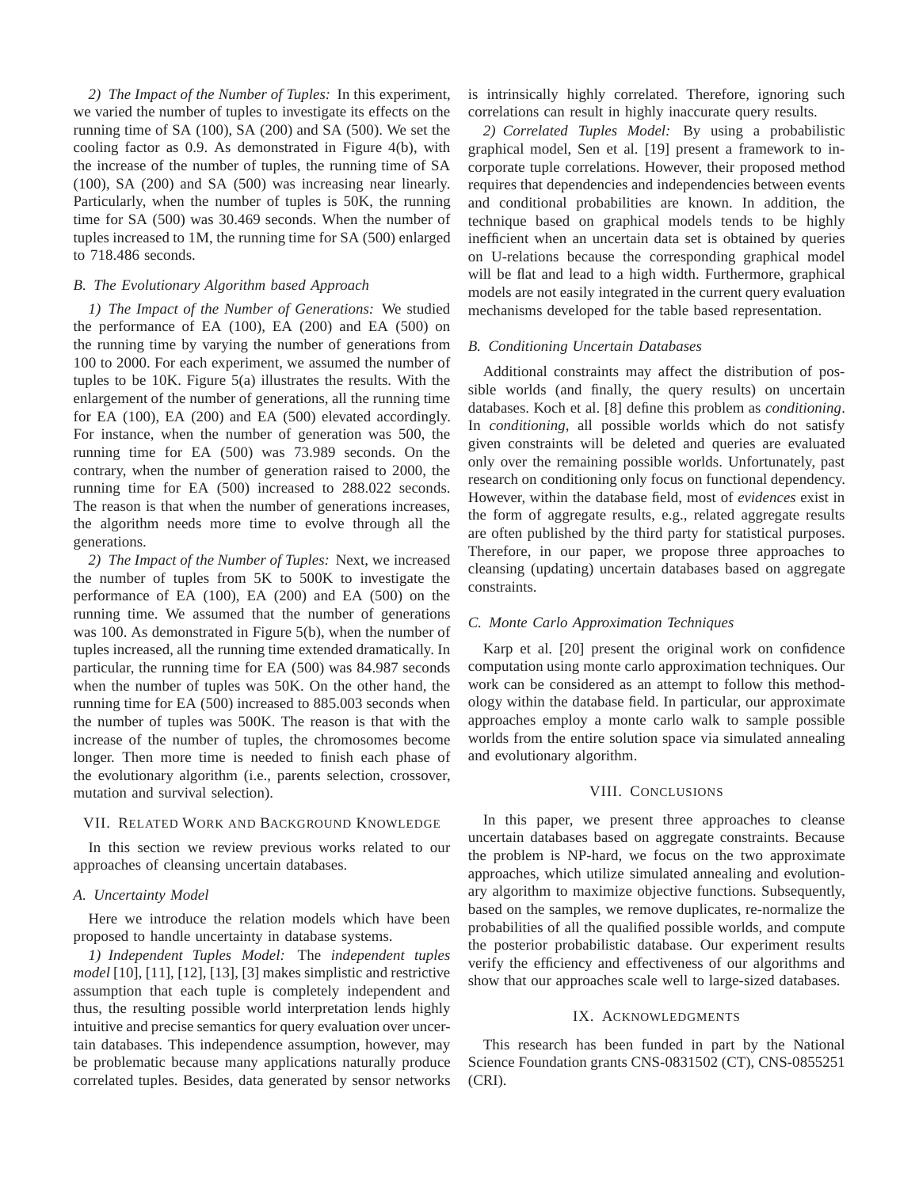*2) The Impact of the Number of Tuples:* In this experiment, we varied the number of tuples to investigate its effects on the running time of SA (100), SA (200) and SA (500). We set the cooling factor as 0.9. As demonstrated in Figure 4(b), with the increase of the number of tuples, the running time of SA (100), SA (200) and SA (500) was increasing near linearly. Particularly, when the number of tuples is 50K, the running time for SA (500) was 30.469 seconds. When the number of tuples increased to 1M, the running time for SA (500) enlarged to 718.486 seconds.

### *B. The Evolutionary Algorithm based Approach*

*1) The Impact of the Number of Generations:* We studied the performance of EA (100), EA (200) and EA (500) on the running time by varying the number of generations from 100 to 2000. For each experiment, we assumed the number of tuples to be 10K. Figure 5(a) illustrates the results. With the enlargement of the number of generations, all the running time for EA (100), EA (200) and EA (500) elevated accordingly. For instance, when the number of generation was 500, the running time for EA (500) was 73.989 seconds. On the contrary, when the number of generation raised to 2000, the running time for EA (500) increased to 288.022 seconds. The reason is that when the number of generations increases, the algorithm needs more time to evolve through all the generations.

*2) The Impact of the Number of Tuples:* Next, we increased the number of tuples from 5K to 500K to investigate the performance of EA (100), EA (200) and EA (500) on the running time. We assumed that the number of generations was 100. As demonstrated in Figure 5(b), when the number of tuples increased, all the running time extended dramatically. In particular, the running time for EA (500) was 84.987 seconds when the number of tuples was 50K. On the other hand, the running time for EA (500) increased to 885.003 seconds when the number of tuples was 500K. The reason is that with the increase of the number of tuples, the chromosomes become longer. Then more time is needed to finish each phase of the evolutionary algorithm (i.e., parents selection, crossover, mutation and survival selection).

## VII. Related Work and Background Knowledge

In this section we review previous works related to our approaches of cleansing uncertain databases.

### *A. Uncertainty Model*

Here we introduce the relation models which have been proposed to handle uncertainty in database systems.

*1) Independent Tuples Model:* The *independent tuples model* [10], [11], [12], [13], [3] makes simplistic and restrictive assumption that each tuple is completely independent and thus, the resulting possible world interpretation lends highly intuitive and precise semantics for query evaluation over uncertain databases. This independence assumption, however, may be problematic because many applications naturally produce correlated tuples. Besides, data generated by sensor networks is intrinsically highly correlated. Therefore, ignoring such correlations can result in highly inaccurate query results.

*2) Correlated Tuples Model:* By using a probabilistic graphical model, Sen et al. [19] present a framework to incorporate tuple correlations. However, their proposed method requires that dependencies and independencies between events and conditional probabilities are known. In addition, the technique based on graphical models tends to be highly inefficient when an uncertain data set is obtained by queries on U-relations because the corresponding graphical model will be flat and lead to a high width. Furthermore, graphical models are not easily integrated in the current query evaluation mechanisms developed for the table based representation.

### *B. Conditioning Uncertain Databases*

Additional constraints may affect the distribution of possible worlds (and finally, the query results) on uncertain databases. Koch et al. [8] define this problem as *conditioning*. In *conditioning*, all possible worlds which do not satisfy given constraints will be deleted and queries are evaluated only over the remaining possible worlds. Unfortunately, past research on conditioning only focus on functional dependency. However, within the database field, most of *evidences* exist in the form of aggregate results, e.g., related aggregate results are often published by the third party for statistical purposes. Therefore, in our paper, we propose three approaches to cleansing (updating) uncertain databases based on aggregate constraints.

### *C. Monte Carlo Approximation Techniques*

Karp et al. [20] present the original work on confidence computation using monte carlo approximation techniques. Our work can be considered as an attempt to follow this methodology within the database field. In particular, our approximate approaches employ a monte carlo walk to sample possible worlds from the entire solution space via simulated annealing and evolutionary algorithm.

## VIII. Conclusions

In this paper, we present three approaches to cleanse uncertain databases based on aggregate constraints. Because the problem is NP-hard, we focus on the two approximate approaches, which utilize simulated annealing and evolutionary algorithm to maximize objective functions. Subsequently, based on the samples, we remove duplicates, re-normalize the probabilities of all the qualified possible worlds, and compute the posterior probabilistic database. Our experiment results verify the efficiency and effectiveness of our algorithms and show that our approaches scale well to large-sized databases.

## IX. Acknowledgments

This research has been funded in part by the National Science Foundation grants CNS-0831502 (CT), CNS-0855251 (CRI).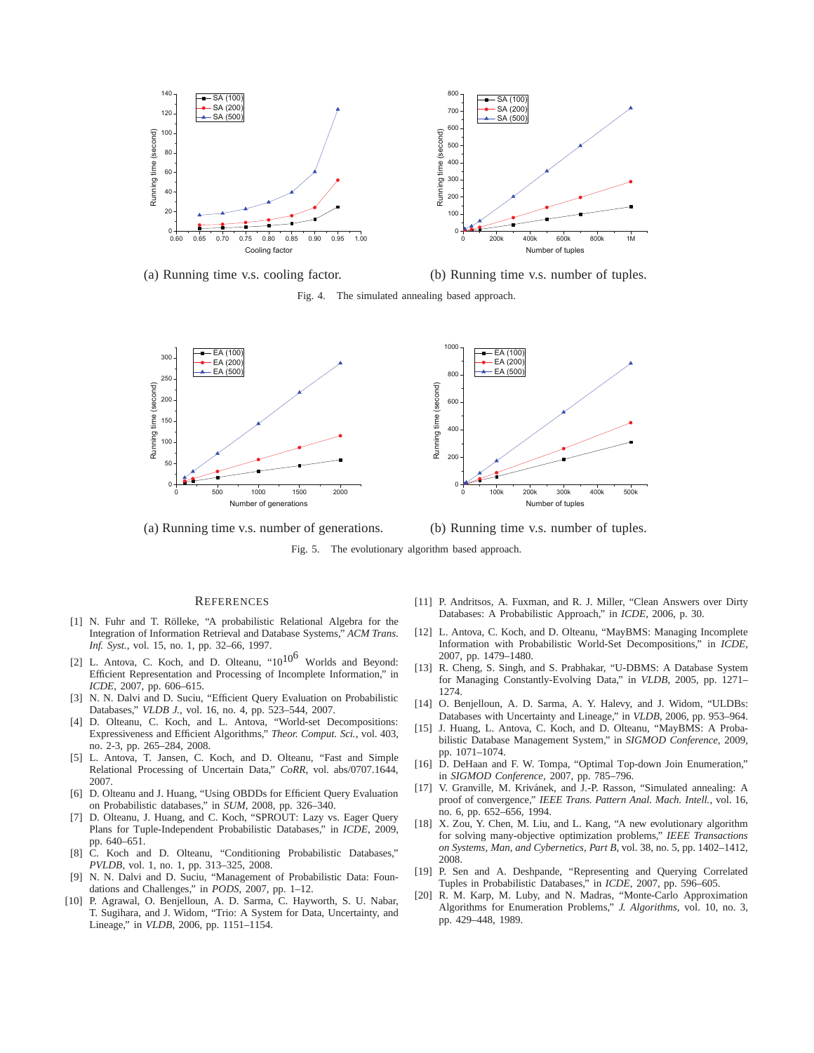SA (100)
SA (200)
SA (500)

Running time (second)

0
20
40
60
80
100
120
140

0.60 0.65 0.70 0.75 0.80 0.85 0.90 0.95 1.00

Cooling factor

(a) Running time v.s. cooling factor.

SA (100)
SA (200)
SA (500)

Running time (second)

0
100
200
300
400
500
600
700
800

0 200k 400k 600k 800k 1M

Number of tuples

(b) Running time v.s. number of tuples.

Fig. 4. The simulated annealing based approach.

EA (100)
EA (200)
EA (500)

Running time (second)

0
50
100
150
200
250
300

0 500 1000 1500 2000

Number of generations

(a) Running time v.s. number of generations.

EA (100)
EA (200)
EA (500)

Running time (second)

0
200
400
600
800
1000

0 100k 200k 300k 400k 500k

Number of tuples

(b) Running time v.s. number of tuples.

Fig. 5. The evolutionary algorithm based approach.

## REFERENCES

[1] N. Fuhr and T. Rölleke, "A probabilistic Relational Algebra for the Integration of Information Retrieval and Database Systems," *ACM Trans. Inf. Syst.*, vol. 15, no. 1, pp. 32–66, 1997.

[2] L. Antova, C. Koch, and D. Olteanu, "$10^{10^6}$ Worlds and Beyond: Efficient Representation and Processing of Incomplete Information," in *ICDE*, 2007, pp. 606–615.

[3] N. N. Dalvi and D. Suciu, "Efficient Query Evaluation on Probabilistic Databases," *VLDB J.*, vol. 16, no. 4, pp. 523–544, 2007.

[4] D. Olteanu, C. Koch, and L. Antova, "World-set Decompositions: Expressiveness and Efficient Algorithms," *Theor. Comput. Sci.*, vol. 403, no. 2-3, pp. 265–284, 2008.

[5] L. Antova, T. Jansen, C. Koch, and D. Olteanu, "Fast and Simple Relational Processing of Uncertain Data," *CoRR*, vol. abs/0707.1644, 2007.

[6] D. Olteanu and J. Huang, "Using OBDDs for Efficient Query Evaluation on Probabilistic databases," in *SUM*, 2008, pp. 326–340.

[7] D. Olteanu, J. Huang, and C. Koch, "SPROUT: Lazy vs. Eager Query Plans for Tuple-Independent Probabilistic Databases," in *ICDE*, 2009, pp. 640–651.

[8] C. Koch and D. Olteanu, "Conditioning Probabilistic Databases," *PVLDB*, vol. 1, no. 1, pp. 313–325, 2008.

[9] N. N. Dalvi and D. Suciu, "Management of Probabilistic Data: Foundations and Challenges," in *PODS*, 2007, pp. 1–12.

[10] P. Agrawal, O. Benjelloun, A. D. Sarma, C. Hayworth, S. U. Nabar, T. Sugihara, and J. Widom, "Trio: A System for Data, Uncertainty, and Lineage," in *VLDB*, 2006, pp. 1151–1154.

[11] P. Andritsos, A. Fuxman, and R. J. Miller, "Clean Answers over Dirty Databases: A Probabilistic Approach," in *ICDE*, 2006, p. 30.

[12] L. Antova, C. Koch, and D. Olteanu, "MayBMS: Managing Incomplete Information with Probabilistic World-Set Decompositions," in *ICDE*, 2007, pp. 1479–1480.

[13] R. Cheng, S. Singh, and S. Prabhakar, "U-DBMS: A Database System for Managing Constantly-Evolving Data," in *VLDB*, 2005, pp. 1271–1274.

[14] O. Benjelloun, A. D. Sarma, A. Y. Halevy, and J. Widom, "ULDBs: Databases with Uncertainty and Lineage," in *VLDB*, 2006, pp. 953–964.

[15] J. Huang, L. Antova, C. Koch, and D. Olteanu, "MayBMS: A Probabilistic Database Management System," in *SIGMOD Conference*, 2009, pp. 1071–1074.

[16] D. DeHaan and F. W. Tompa, "Optimal Top-down Join Enumeration," in *SIGMOD Conference*, 2007, pp. 785–796.

[17] V. Granville, M. Křivánek, and J.-P. Rasson, "Simulated annealing: A proof of convergence," *IEEE Trans. Pattern Anal. Mach. Intell.*, vol. 16, no. 6, pp. 652–656, 1994.

[18] X. Zou, Y. Chen, M. Liu, and L. Kang, "A new evolutionary algorithm for solving many-objective optimization problems," *IEEE Transactions on Systems, Man, and Cybernetics, Part B*, vol. 38, no. 5, pp. 1402–1412, 2008.

[19] P. Sen and A. Deshpande, "Representing and Querying Correlated Tuples in Probabilistic Databases," in *ICDE*, 2007, pp. 596–605.

[20] R. M. Karp, M. Luby, and N. Madras, "Monte-Carlo Approximation Algorithms for Enumeration Problems," *J. Algorithms*, vol. 10, no. 3, pp. 429–448, 1989.